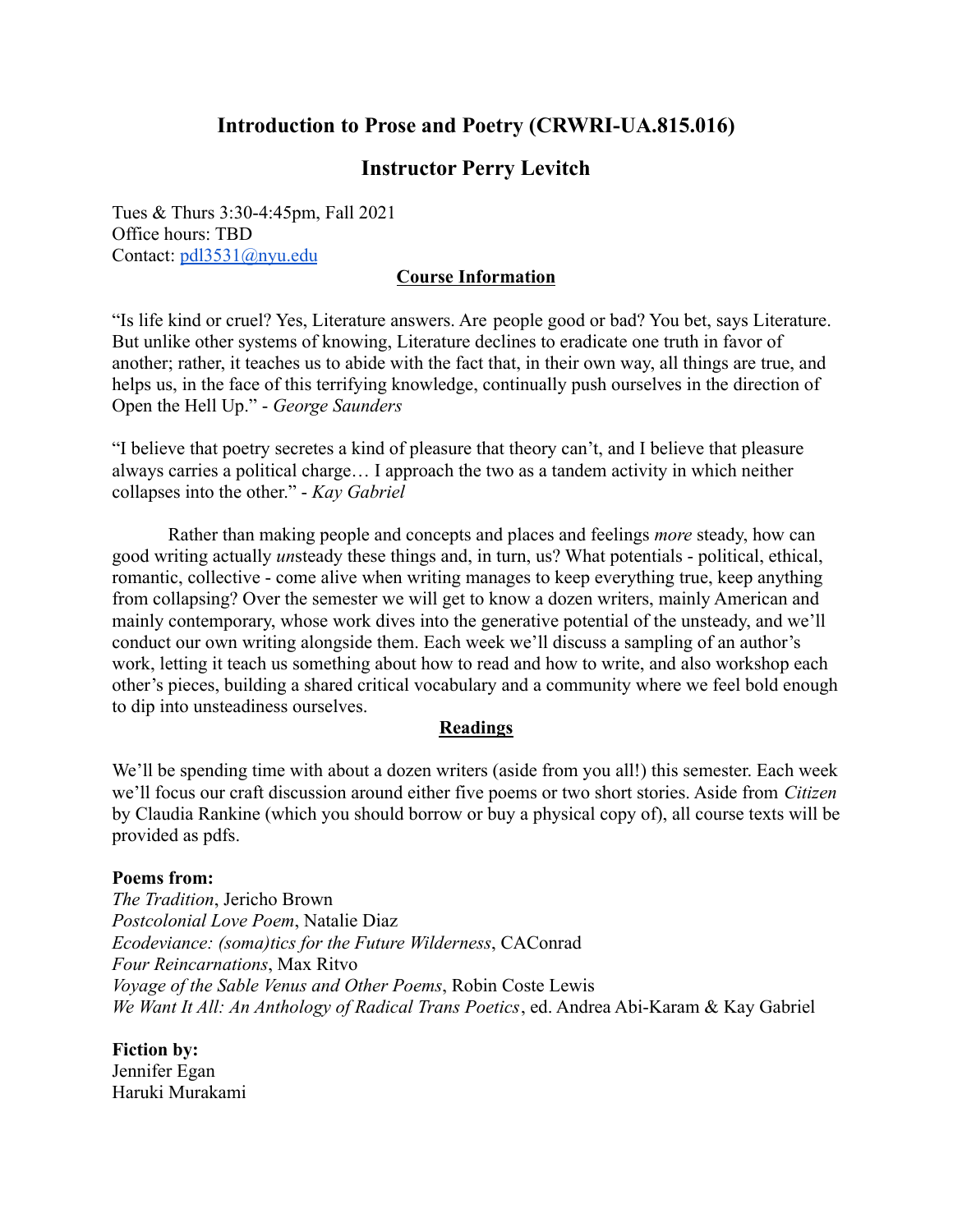# Introduction to Prose and Poetry (CRWRI-UA.815.016)

## Instructor Perry Levitch

Tues & Thurs 3:30-4:45pm, Fall 2021
Office hours: TBD
Contact: pdl3531@nyu.edu

### Course Information

"Is life kind or cruel? Yes, Literature answers. Are people good or bad? You bet, says Literature. But unlike other systems of knowing, Literature declines to eradicate one truth in favor of another; rather, it teaches us to abide with the fact that, in their own way, all things are true, and helps us, in the face of this terrifying knowledge, continually push ourselves in the direction of Open the Hell Up." - *George Saunders*

"I believe that poetry secretes a kind of pleasure that theory can't, and I believe that pleasure always carries a political charge… I approach the two as a tandem activity in which neither collapses into the other." - *Kay Gabriel*

Rather than making people and concepts and places and feelings *more* steady, how can good writing actually *un*steady these things and, in turn, us? What potentials - political, ethical, romantic, collective - come alive when writing manages to keep everything true, keep anything from collapsing? Over the semester we will get to know a dozen writers, mainly American and mainly contemporary, whose work dives into the generative potential of the unsteady, and we'll conduct our own writing alongside them. Each week we'll discuss a sampling of an author's work, letting it teach us something about how to read and how to write, and also workshop each other's pieces, building a shared critical vocabulary and a community where we feel bold enough to dip into unsteadiness ourselves.

### Readings

We'll be spending time with about a dozen writers (aside from you all!) this semester. Each week we'll focus our craft discussion around either five poems or two short stories. Aside from *Citizen* by Claudia Rankine (which you should borrow or buy a physical copy of), all course texts will be provided as pdfs.

**Poems from:**
*The Tradition*, Jericho Brown
*Postcolonial Love Poem*, Natalie Diaz
*Ecodeviance: (soma)tics for the Future Wilderness*, CAConrad
*Four Reincarnations*, Max Ritvo
*Voyage of the Sable Venus and Other Poems*, Robin Coste Lewis
*We Want It All: An Anthology of Radical Trans Poetics*, ed. Andrea Abi-Karam & Kay Gabriel

**Fiction by:**
Jennifer Egan
Haruki Murakami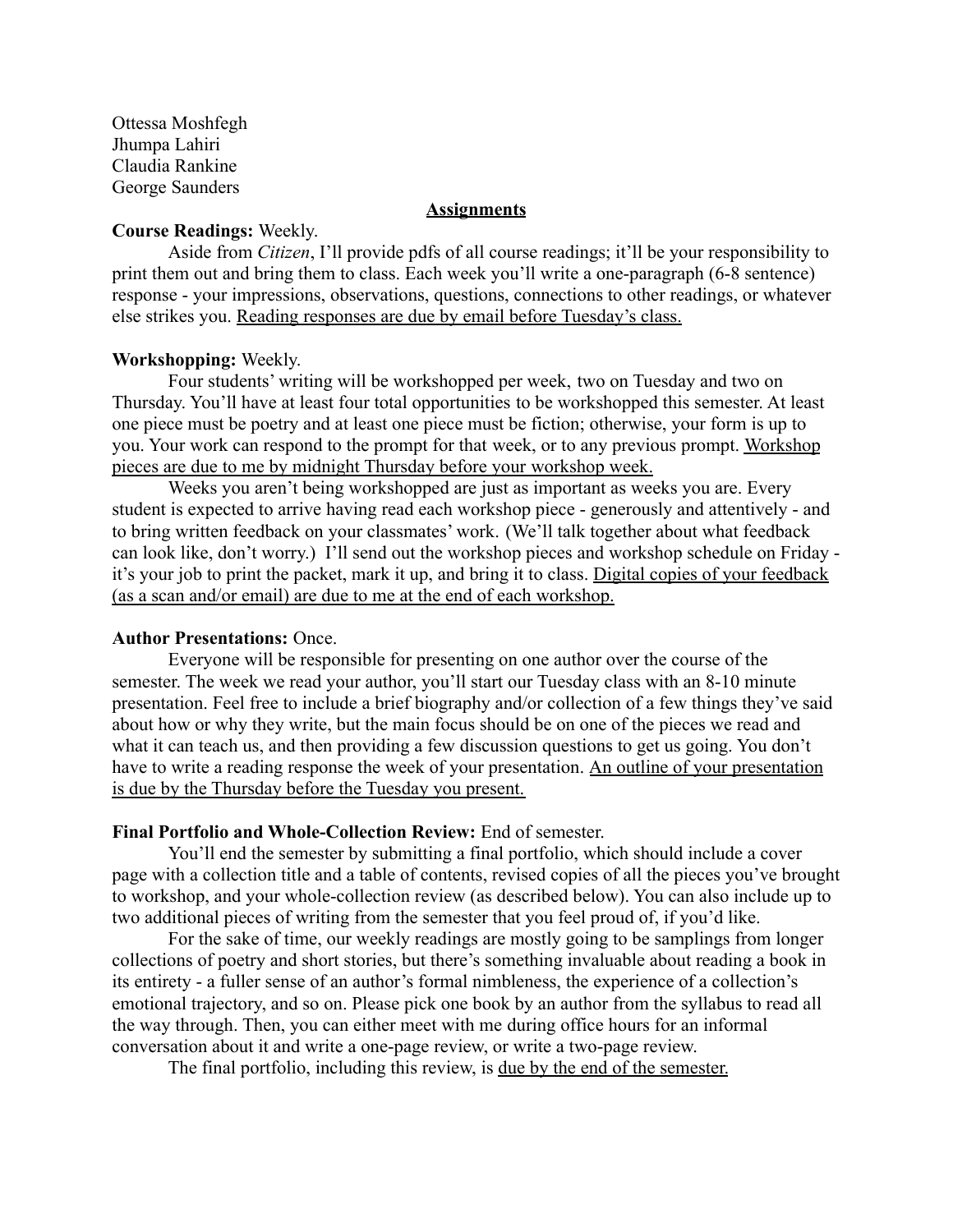Ottessa Moshfegh
Jhumpa Lahiri
Claudia Rankine
George Saunders

## Assignments

**Course Readings:** Weekly.

Aside from *Citizen*, I'll provide pdfs of all course readings; it'll be your responsibility to print them out and bring them to class. Each week you'll write a one-paragraph (6-8 sentence) response - your impressions, observations, questions, connections to other readings, or whatever else strikes you. Reading responses are due by email before Tuesday's class.

**Workshopping:** Weekly.

Four students' writing will be workshopped per week, two on Tuesday and two on Thursday. You'll have at least four total opportunities to be workshopped this semester. At least one piece must be poetry and at least one piece must be fiction; otherwise, your form is up to you. Your work can respond to the prompt for that week, or to any previous prompt. Workshop pieces are due to me by midnight Thursday before your workshop week.

Weeks you aren't being workshopped are just as important as weeks you are. Every student is expected to arrive having read each workshop piece - generously and attentively - and to bring written feedback on your classmates' work. (We'll talk together about what feedback can look like, don't worry.) I'll send out the workshop pieces and workshop schedule on Friday - it's your job to print the packet, mark it up, and bring it to class. Digital copies of your feedback (as a scan and/or email) are due to me at the end of each workshop.

**Author Presentations:** Once.

Everyone will be responsible for presenting on one author over the course of the semester. The week we read your author, you'll start our Tuesday class with an 8-10 minute presentation. Feel free to include a brief biography and/or collection of a few things they've said about how or why they write, but the main focus should be on one of the pieces we read and what it can teach us, and then providing a few discussion questions to get us going. You don't have to write a reading response the week of your presentation. An outline of your presentation is due by the Thursday before the Tuesday you present.

**Final Portfolio and Whole-Collection Review:** End of semester.

You'll end the semester by submitting a final portfolio, which should include a cover page with a collection title and a table of contents, revised copies of all the pieces you've brought to workshop, and your whole-collection review (as described below). You can also include up to two additional pieces of writing from the semester that you feel proud of, if you'd like.

For the sake of time, our weekly readings are mostly going to be samplings from longer collections of poetry and short stories, but there's something invaluable about reading a book in its entirety - a fuller sense of an author's formal nimbleness, the experience of a collection's emotional trajectory, and so on. Please pick one book by an author from the syllabus to read all the way through. Then, you can either meet with me during office hours for an informal conversation about it and write a one-page review, or write a two-page review.

The final portfolio, including this review, is due by the end of the semester.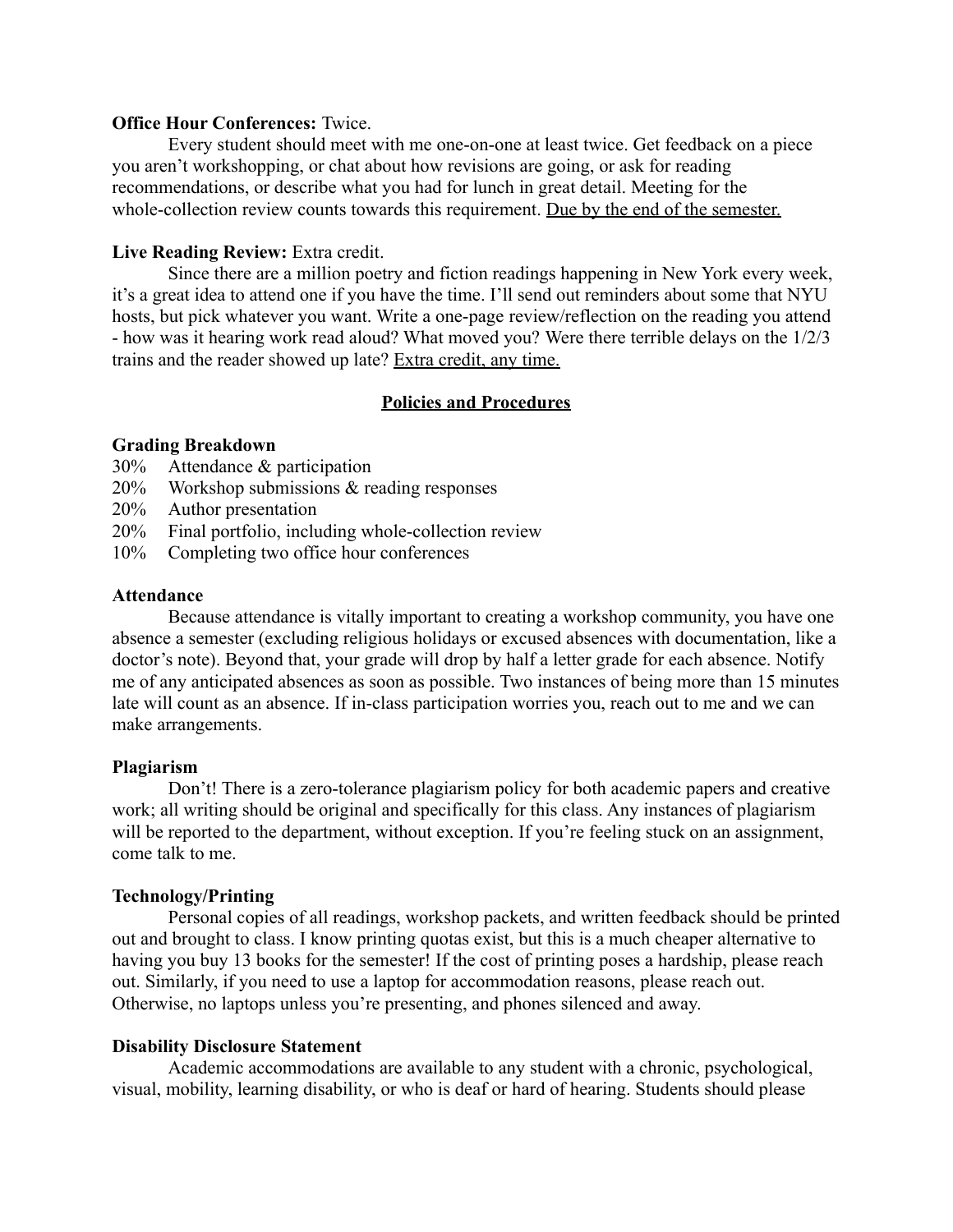**Office Hour Conferences:** Twice.

Every student should meet with me one-on-one at least twice. Get feedback on a piece you aren't workshopping, or chat about how revisions are going, or ask for reading recommendations, or describe what you had for lunch in great detail. Meeting for the whole-collection review counts towards this requirement. <u>Due by the end of the semester.</u>

**Live Reading Review:** Extra credit.

Since there are a million poetry and fiction readings happening in New York every week, it's a great idea to attend one if you have the time. I'll send out reminders about some that NYU hosts, but pick whatever you want. Write a one-page review/reflection on the reading you attend - how was it hearing work read aloud? What moved you? Were there terrible delays on the 1/2/3 trains and the reader showed up late? <u>Extra credit, any time.</u>

## <u>Policies and Procedures</u>

**Grading Breakdown**

30% Attendance & participation
20% Workshop submissions & reading responses
20% Author presentation
20% Final portfolio, including whole-collection review
10% Completing two office hour conferences

**Attendance**

Because attendance is vitally important to creating a workshop community, you have one absence a semester (excluding religious holidays or excused absences with documentation, like a doctor's note). Beyond that, your grade will drop by half a letter grade for each absence. Notify me of any anticipated absences as soon as possible. Two instances of being more than 15 minutes late will count as an absence. If in-class participation worries you, reach out to me and we can make arrangements.

**Plagiarism**

Don't! There is a zero-tolerance plagiarism policy for both academic papers and creative work; all writing should be original and specifically for this class. Any instances of plagiarism will be reported to the department, without exception. If you're feeling stuck on an assignment, come talk to me.

**Technology/Printing**

Personal copies of all readings, workshop packets, and written feedback should be printed out and brought to class. I know printing quotas exist, but this is a much cheaper alternative to having you buy 13 books for the semester! If the cost of printing poses a hardship, please reach out. Similarly, if you need to use a laptop for accommodation reasons, please reach out. Otherwise, no laptops unless you're presenting, and phones silenced and away.

**Disability Disclosure Statement**

Academic accommodations are available to any student with a chronic, psychological, visual, mobility, learning disability, or who is deaf or hard of hearing. Students should please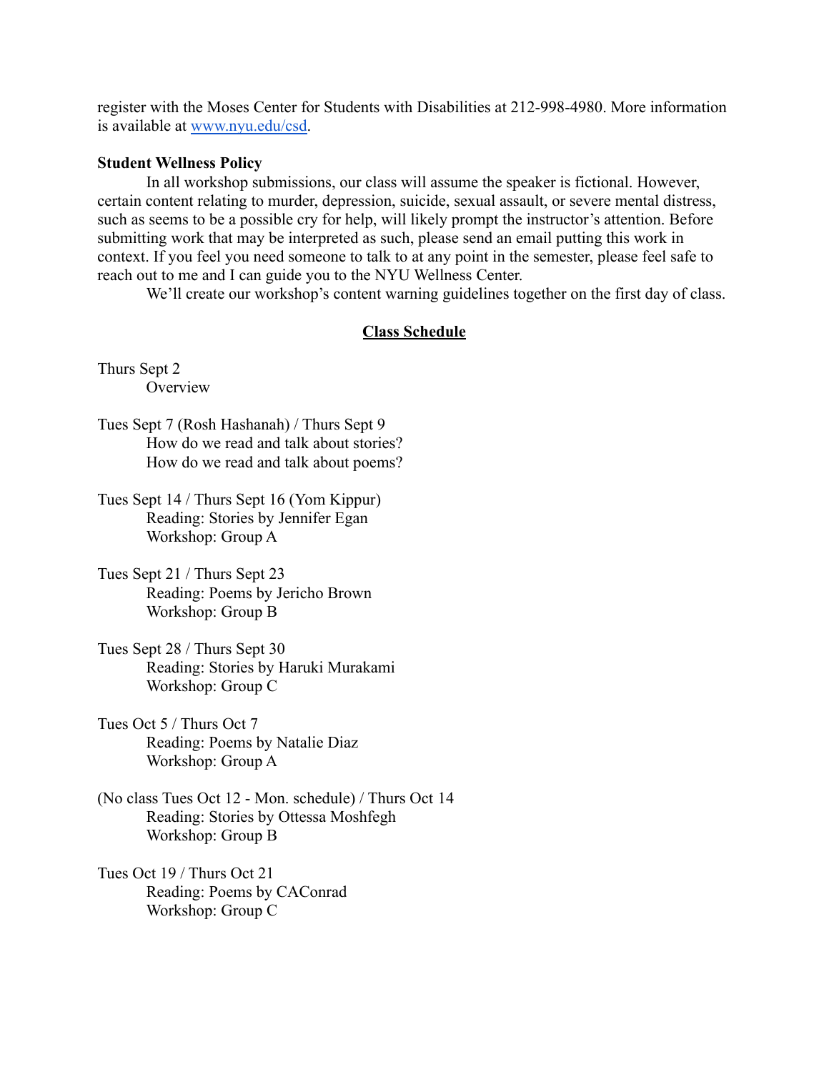register with the Moses Center for Students with Disabilities at 212-998-4980. More information is available at [www.nyu.edu/csd](http://www.nyu.edu/csd).

**Student Wellness Policy**

In all workshop submissions, our class will assume the speaker is fictional. However, certain content relating to murder, depression, suicide, sexual assault, or severe mental distress, such as seems to be a possible cry for help, will likely prompt the instructor's attention. Before submitting work that may be interpreted as such, please send an email putting this work in context. If you feel you need someone to talk to at any point in the semester, please feel safe to reach out to me and I can guide you to the NYU Wellness Center.

We'll create our workshop's content warning guidelines together on the first day of class.

## Class Schedule

Thurs Sept 2
- Overview

Tues Sept 7 (Rosh Hashanah) / Thurs Sept 9
- How do we read and talk about stories?
- How do we read and talk about poems?

Tues Sept 14 / Thurs Sept 16 (Yom Kippur)
- Reading: Stories by Jennifer Egan
- Workshop: Group A

Tues Sept 21 / Thurs Sept 23
- Reading: Poems by Jericho Brown
- Workshop: Group B

Tues Sept 28 / Thurs Sept 30
- Reading: Stories by Haruki Murakami
- Workshop: Group C

Tues Oct 5 / Thurs Oct 7
- Reading: Poems by Natalie Diaz
- Workshop: Group A

(No class Tues Oct 12 - Mon. schedule) / Thurs Oct 14
- Reading: Stories by Ottessa Moshfegh
- Workshop: Group B

Tues Oct 19 / Thurs Oct 21
- Reading: Poems by CAConrad
- Workshop: Group C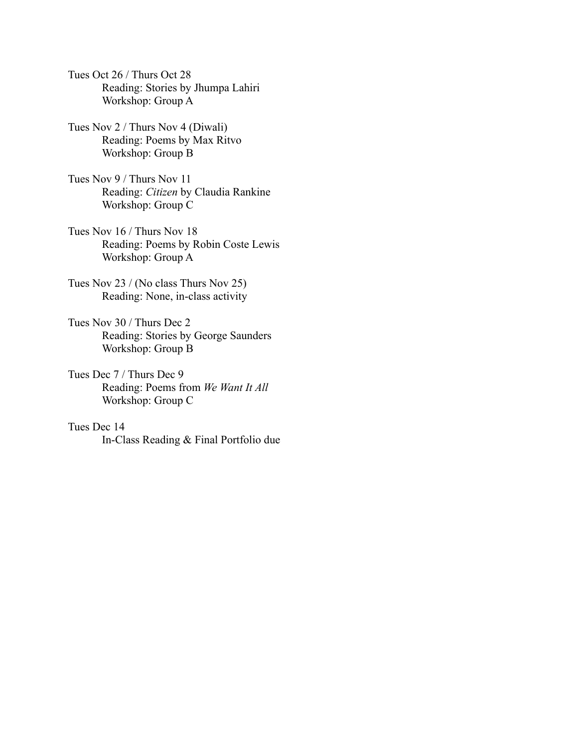Tues Oct 26 / Thurs Oct 28

Reading: Stories by Jhumpa Lahiri

Workshop: Group A

Tues Nov 2 / Thurs Nov 4 (Diwali)

Reading: Poems by Max Ritvo

Workshop: Group B

Tues Nov 9 / Thurs Nov 11

Reading: *Citizen* by Claudia Rankine

Workshop: Group C

Tues Nov 16 / Thurs Nov 18

Reading: Poems by Robin Coste Lewis

Workshop: Group A

Tues Nov 23 / (No class Thurs Nov 25)

Reading: None, in-class activity

Tues Nov 30 / Thurs Dec 2

Reading: Stories by George Saunders

Workshop: Group B

Tues Dec 7 / Thurs Dec 9

Reading: Poems from *We Want It All*

Workshop: Group C

Tues Dec 14

In-Class Reading & Final Portfolio due